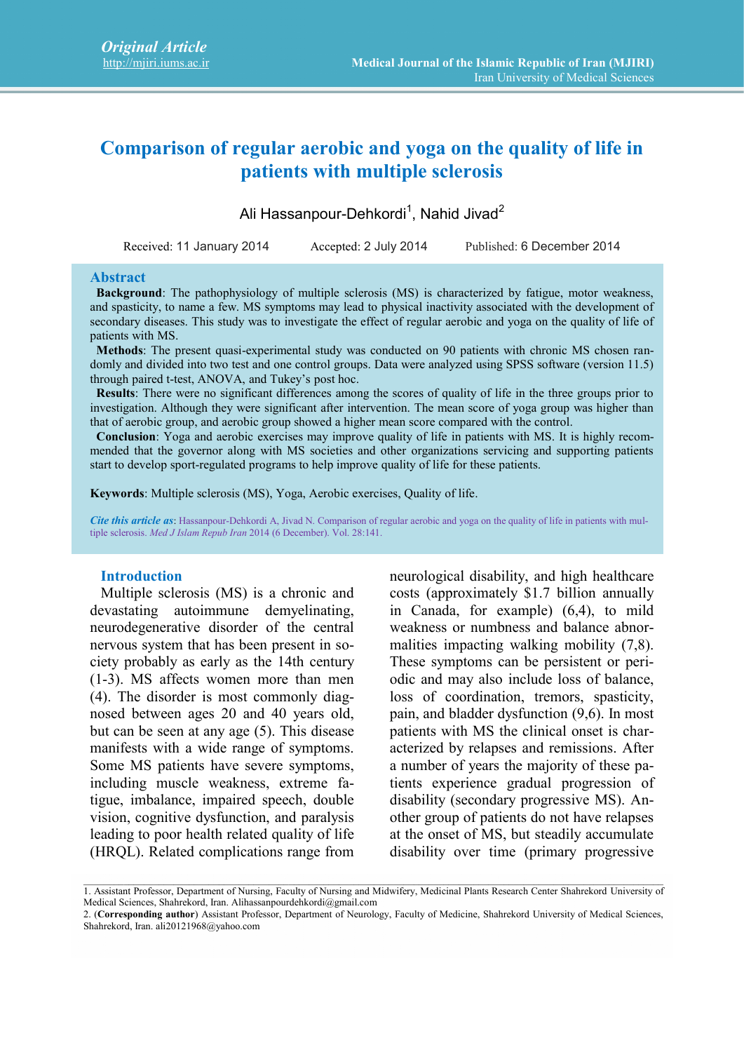*Original Article*
http://mjiri.iums.ac.ir

Medical Journal of the Islamic Republic of Iran (MJIRI)
Iran University of Medical Sciences

# Comparison of regular aerobic and yoga on the quality of life in patients with multiple sclerosis

Ali Hassanpour-Dehkordi[1], Nahid Jivad[2]

Received: 11 January 2014 Accepted: 2 July 2014 Published: 6 December 2014

## Abstract

**Background**: The pathophysiology of multiple sclerosis (MS) is characterized by fatigue, motor weakness, and spasticity, to name a few. MS symptoms may lead to physical inactivity associated with the development of secondary diseases. This study was to investigate the effect of regular aerobic and yoga on the quality of life of patients with MS.

**Methods**: The present quasi-experimental study was conducted on 90 patients with chronic MS chosen randomly and divided into two test and one control groups. Data were analyzed using SPSS software (version 11.5) through paired t-test, ANOVA, and Tukey's post hoc.

**Results**: There were no significant differences among the scores of quality of life in the three groups prior to investigation. Although they were significant after intervention. The mean score of yoga group was higher than that of aerobic group, and aerobic group showed a higher mean score compared with the control.

**Conclusion**: Yoga and aerobic exercises may improve quality of life in patients with MS. It is highly recommended that the governor along with MS societies and other organizations servicing and supporting patients start to develop sport-regulated programs to help improve quality of life for these patients.

**Keywords**: Multiple sclerosis (MS), Yoga, Aerobic exercises, Quality of life.

***Cite this article as***: Hassanpour-Dehkordi A, Jivad N. Comparison of regular aerobic and yoga on the quality of life in patients with multiple sclerosis. *Med J Islam Repub Iran* 2014 (6 December). Vol. 28:141.

## Introduction

Multiple sclerosis (MS) is a chronic and devastating autoimmune demyelinating, neurodegenerative disorder of the central nervous system that has been present in society probably as early as the 14th century (1-3). MS affects women more than men (4). The disorder is most commonly diagnosed between ages 20 and 40 years old, but can be seen at any age (5). This disease manifests with a wide range of symptoms. Some MS patients have severe symptoms, including muscle weakness, extreme fatigue, imbalance, impaired speech, double vision, cognitive dysfunction, and paralysis leading to poor health related quality of life (HRQL). Related complications range from neurological disability, and high healthcare costs (approximately $1.7 billion annually in Canada, for example) (6,4), to mild weakness or numbness and balance abnormalities impacting walking mobility (7,8). These symptoms can be persistent or periodic and may also include loss of balance, loss of coordination, tremors, spasticity, pain, and bladder dysfunction (9,6). In most patients with MS the clinical onset is characterized by relapses and remissions. After a number of years the majority of these patients experience gradual progression of disability (secondary progressive MS). Another group of patients do not have relapses at the onset of MS, but steadily accumulate disability over time (primary progressive

1. Assistant Professor, Department of Nursing, Faculty of Nursing and Midwifery, Medicinal Plants Research Center Shahrekord University of Medical Sciences, Shahrekord, Iran. Alihassanpourdehkordi@gmail.com
2. (**Corresponding author**) Assistant Professor, Department of Neurology, Faculty of Medicine, Shahrekord University of Medical Sciences, Shahrekord, Iran. ali20121968@yahoo.com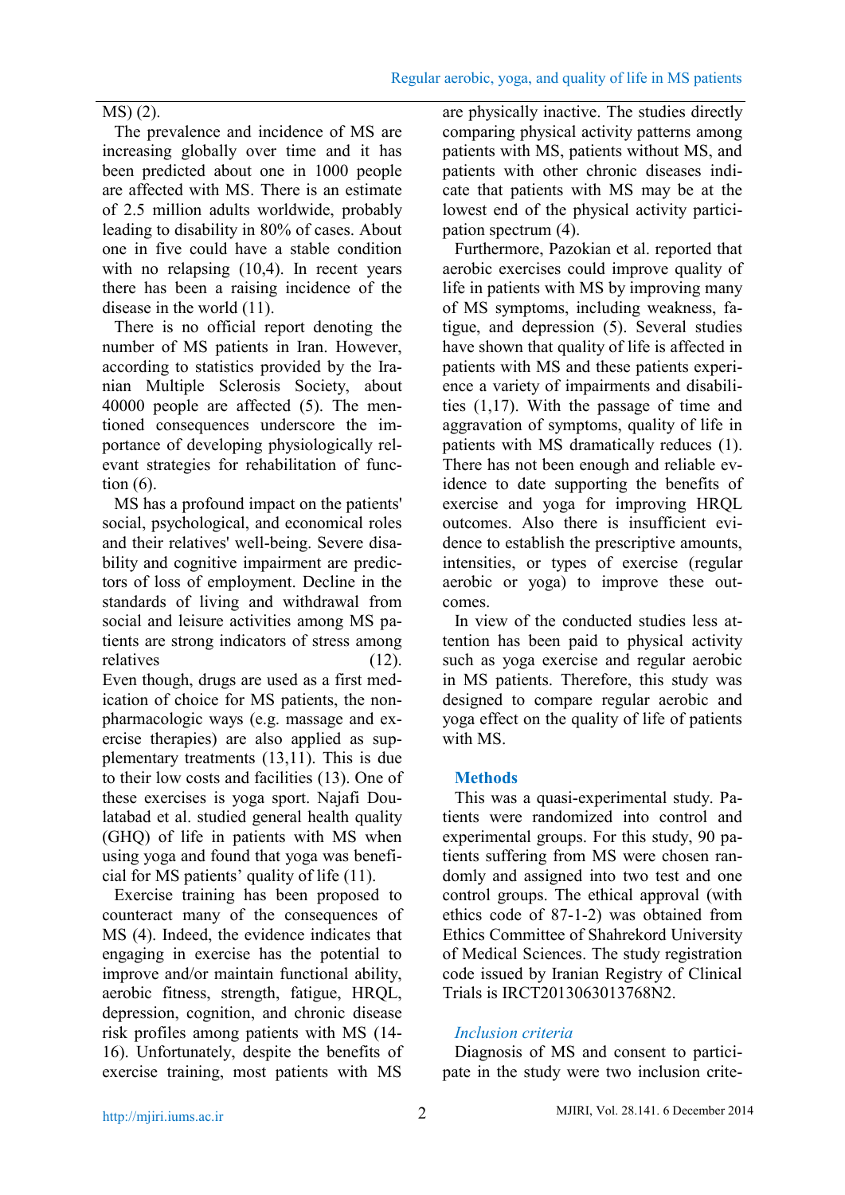MS) (2).

The prevalence and incidence of MS are increasing globally over time and it has been predicted about one in 1000 people are affected with MS. There is an estimate of 2.5 million adults worldwide, probably leading to disability in 80% of cases. About one in five could have a stable condition with no relapsing (10,4). In recent years there has been a raising incidence of the disease in the world (11).

There is no official report denoting the number of MS patients in Iran. However, according to statistics provided by the Iranian Multiple Sclerosis Society, about 40000 people are affected (5). The mentioned consequences underscore the importance of developing physiologically relevant strategies for rehabilitation of function (6).

MS has a profound impact on the patients' social, psychological, and economical roles and their relatives' well-being. Severe disability and cognitive impairment are predictors of loss of employment. Decline in the standards of living and withdrawal from social and leisure activities among MS patients are strong indicators of stress among relatives (12). Even though, drugs are used as a first medication of choice for MS patients, the non-pharmacologic ways (e.g. massage and exercise therapies) are also applied as supplementary treatments (13,11). This is due to their low costs and facilities (13). One of these exercises is yoga sport. Najafi Doulatabad et al. studied general health quality (GHQ) of life in patients with MS when using yoga and found that yoga was beneficial for MS patients' quality of life (11).

Exercise training has been proposed to counteract many of the consequences of MS (4). Indeed, the evidence indicates that engaging in exercise has the potential to improve and/or maintain functional ability, aerobic fitness, strength, fatigue, HRQL, depression, cognition, and chronic disease risk profiles among patients with MS (14-16). Unfortunately, despite the benefits of exercise training, most patients with MS are physically inactive. The studies directly comparing physical activity patterns among patients with MS, patients without MS, and patients with other chronic diseases indicate that patients with MS may be at the lowest end of the physical activity participation spectrum (4).

Furthermore, Pazokian et al. reported that aerobic exercises could improve quality of life in patients with MS by improving many of MS symptoms, including weakness, fatigue, and depression (5). Several studies have shown that quality of life is affected in patients with MS and these patients experience a variety of impairments and disabilities (1,17). With the passage of time and aggravation of symptoms, quality of life in patients with MS dramatically reduces (1). There has not been enough and reliable evidence to date supporting the benefits of exercise and yoga for improving HRQL outcomes. Also there is insufficient evidence to establish the prescriptive amounts, intensities, or types of exercise (regular aerobic or yoga) to improve these outcomes.

In view of the conducted studies less attention has been paid to physical activity such as yoga exercise and regular aerobic in MS patients. Therefore, this study was designed to compare regular aerobic and yoga effect on the quality of life of patients with MS.

## Methods

This was a quasi-experimental study. Patients were randomized into control and experimental groups. For this study, 90 patients suffering from MS were chosen randomly and assigned into two test and one control groups. The ethical approval (with ethics code of 87-1-2) was obtained from Ethics Committee of Shahrekord University of Medical Sciences. The study registration code issued by Iranian Registry of Clinical Trials is IRCT2013063013768N2.

### *Inclusion criteria*

Diagnosis of MS and consent to participate in the study were two inclusion crite-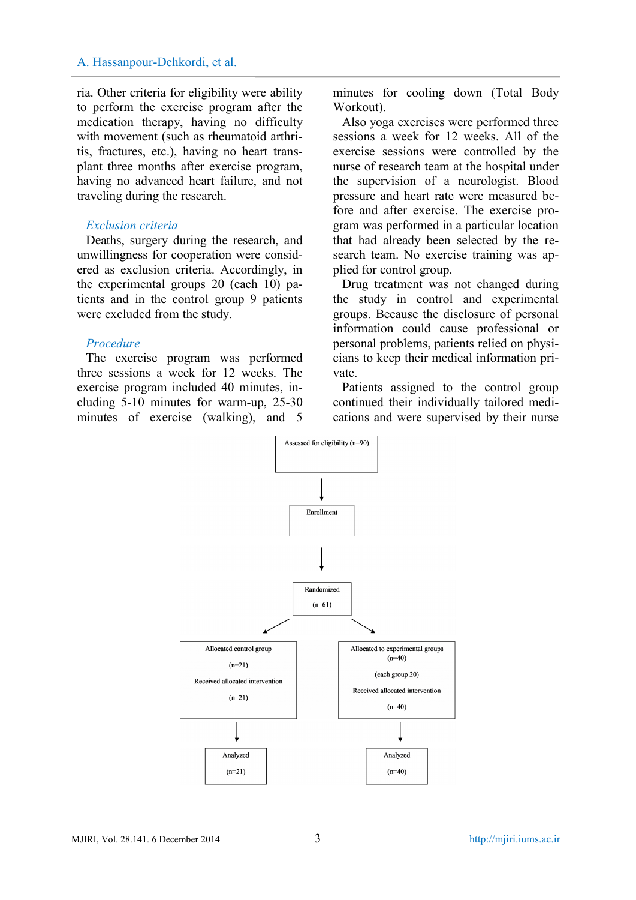ria. Other criteria for eligibility were ability to perform the exercise program after the medication therapy, having no difficulty with movement (such as rheumatoid arthritis, fractures, etc.), having no heart transplant three months after exercise program, having no advanced heart failure, and not traveling during the research.

### *Exclusion criteria*

Deaths, surgery during the research, and unwillingness for cooperation were considered as exclusion criteria. Accordingly, in the experimental groups 20 (each 10) patients and in the control group 9 patients were excluded from the study.

### *Procedure*

The exercise program was performed three sessions a week for 12 weeks. The exercise program included 40 minutes, including 5-10 minutes for warm-up, 25-30 minutes of exercise (walking), and 5 minutes for cooling down (Total Body Workout).

Also yoga exercises were performed three sessions a week for 12 weeks. All of the exercise sessions were controlled by the nurse of research team at the hospital under the supervision of a neurologist. Blood pressure and heart rate were measured before and after exercise. The exercise program was performed in a particular location that had already been selected by the research team. No exercise training was applied for control group.

Drug treatment was not changed during the study in control and experimental groups. Because the disclosure of personal information could cause professional or personal problems, patients relied on physicians to keep their medical information private.

Patients assigned to the control group continued their individually tailored medications and were supervised by their nurse

Assessed for eligibility (n=90)

↓

Enrollment

↓

Randomized (n=61)

| Allocated control group (n=21) Received allocated intervention (n=21) | Allocated to experimental groups (n=40) (each group 20) Received allocated intervention (n=40) |
|---|---|
| Analyzed (n=21) | Analyzed (n=40) |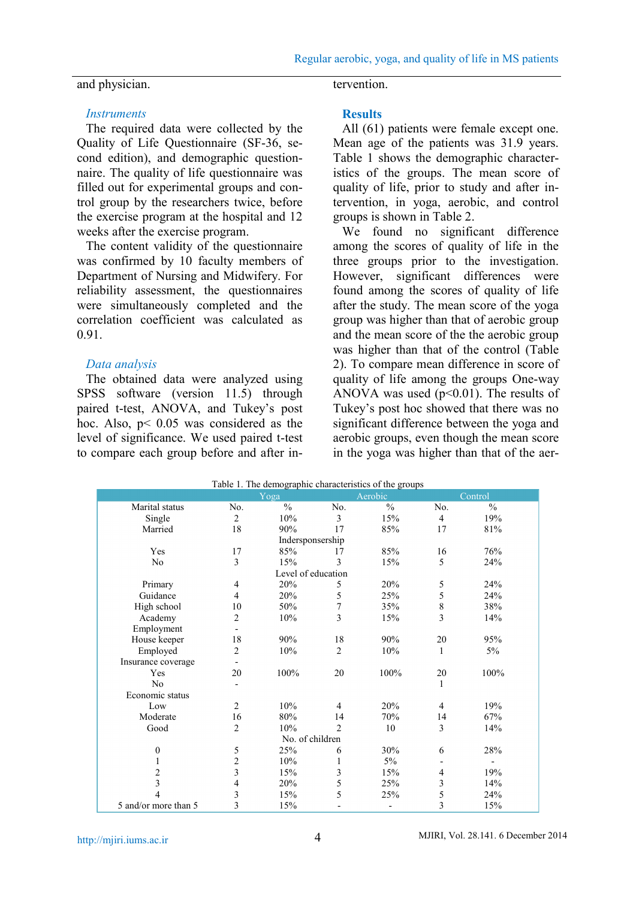and physician.

### Instruments

The required data were collected by the Quality of Life Questionnaire (SF-36, second edition), and demographic questionnaire. The quality of life questionnaire was filled out for experimental groups and control group by the researchers twice, before the exercise program at the hospital and 12 weeks after the exercise program.

The content validity of the questionnaire was confirmed by 10 faculty members of Department of Nursing and Midwifery. For reliability assessment, the questionnaires were simultaneously completed and the correlation coefficient was calculated as 0.91.

### Data analysis

The obtained data were analyzed using SPSS software (version 11.5) through paired t-test, ANOVA, and Tukey's post hoc. Also, $p < 0.05$ was considered as the level of significance. We used paired t-test to compare each group before and after intervention.

## Results

All (61) patients were female except one. Mean age of the patients was 31.9 years. Table 1 shows the demographic characteristics of the groups. The mean score of quality of life, prior to study and after intervention, in yoga, aerobic, and control groups is shown in Table 2.

We found no significant difference among the scores of quality of life in the three groups prior to the investigation. However, significant differences were found among the scores of quality of life after the study. The mean score of the yoga group was higher than that of aerobic group and the mean score of the the aerobic group was higher than that of the control (Table 2). To compare mean difference in score of quality of life among the groups One-way ANOVA was used ($p<0.01$). The results of Tukey's post hoc showed that there was no significant difference between the yoga and aerobic groups, even though the mean score in the yoga was higher than that of the aer-

Table 1. The demographic characteristics of the groups

| | Yoga | | Aerobic | | Control | |
|---|---|---|---|---|---|---|
| Marital status | No. | % | No. | % | No. | % |
| Single | 2 | 10% | 3 | 15% | 4 | 19% |
| Married | 18 | 90% | 17 | 85% | 17 | 81% |
| | | Indersponsership | | | | |
| Yes | 17 | 85% | 17 | 85% | 16 | 76% |
| No | 3 | 15% | 3 | 15% | 5 | 24% |
| | | Level of education | | | | |
| Primary | 4 | 20% | 5 | 20% | 5 | 24% |
| Guidance | 4 | 20% | 5 | 25% | 5 | 24% |
| High school | 10 | 50% | 7 | 35% | 8 | 38% |
| Academy | 2 | 10% | 3 | 15% | 3 | 14% |
| Employment | - | | | | | |
| House keeper | 18 | 90% | 18 | 90% | 20 | 95% |
| Employed | 2 | 10% | 2 | 10% | 1 | 5% |
| Insurance coverage | - | | | | | |
| Yes | 20 | 100% | 20 | 100% | 20 | 100% |
| No | - | | | | 1 | |
| Economic status | | | | | | |
| Low | 2 | 10% | 4 | 20% | 4 | 19% |
| Moderate | 16 | 80% | 14 | 70% | 14 | 67% |
| Good | 2 | 10% | 2 | 10 | 3 | 14% |
| | | No. of children | | | | |
| 0 | 5 | 25% | 6 | 30% | 6 | 28% |
| 1 | 2 | 10% | 1 | 5% | - | - |
| 2 | 3 | 15% | 3 | 15% | 4 | 19% |
| 3 | 4 | 20% | 5 | 25% | 3 | 14% |
| 4 | 3 | 15% | 5 | 25% | 5 | 24% |
| 5 and/or more than 5 | 3 | 15% | - | - | 3 | 15% |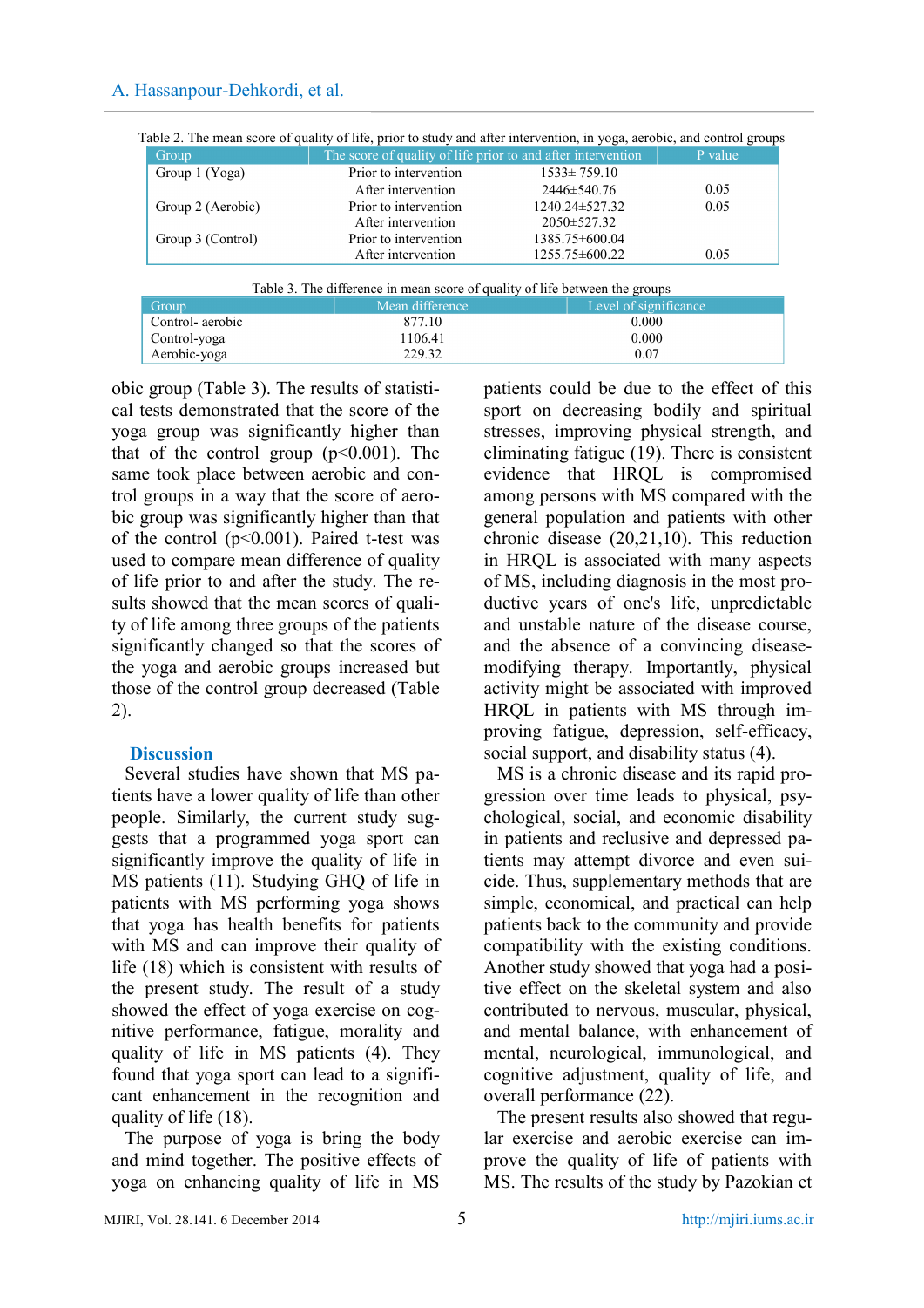Table 2. The mean score of quality of life, prior to study and after intervention, in yoga, aerobic, and control groups

| Group | The score of quality of life prior to and after intervention | | P value |
|---|---|---|---|
| Group 1 (Yoga) | Prior to intervention | 1533± 759.10 | |
| | After intervention | 2446±540.76 | 0.05 |
| Group 2 (Aerobic) | Prior to intervention | 1240.24±527.32 | 0.05 |
| | After intervention | 2050±527.32 | |
| Group 3 (Control) | Prior to intervention | 1385.75±600.04 | |
| | After intervention | 1255.75±600.22 | 0.05 |

Table 3. The difference in mean score of quality of life between the groups

| Group | Mean difference | Level of significance |
|---|---|---|
| Control- aerobic | 877.10 | 0.000 |
| Control-yoga | 1106.41 | 0.000 |
| Aerobic-yoga | 229.32 | 0.07 |

obic group (Table 3). The results of statistical tests demonstrated that the score of the yoga group was significantly higher than that of the control group ($p<0.001$). The same took place between aerobic and control groups in a way that the score of aerobic group was significantly higher than that of the control ($p<0.001$). Paired t-test was used to compare mean difference of quality of life prior to and after the study. The results showed that the mean scores of quality of life among three groups of the patients significantly changed so that the scores of the yoga and aerobic groups increased but those of the control group decreased (Table 2).

## Discussion

Several studies have shown that MS patients have a lower quality of life than other people. Similarly, the current study suggests that a programmed yoga sport can significantly improve the quality of life in MS patients (11). Studying GHQ of life in patients with MS performing yoga shows that yoga has health benefits for patients with MS and can improve their quality of life (18) which is consistent with results of the present study. The result of a study showed the effect of yoga exercise on cognitive performance, fatigue, morality and quality of life in MS patients (4). They found that yoga sport can lead to a significant enhancement in the recognition and quality of life (18).

The purpose of yoga is bring the body and mind together. The positive effects of yoga on enhancing quality of life in MS patients could be due to the effect of this sport on decreasing bodily and spiritual stresses, improving physical strength, and eliminating fatigue (19). There is consistent evidence that HRQL is compromised among persons with MS compared with the general population and patients with other chronic disease (20,21,10). This reduction in HRQL is associated with many aspects of MS, including diagnosis in the most productive years of one's life, unpredictable and unstable nature of the disease course, and the absence of a convincing disease-modifying therapy. Importantly, physical activity might be associated with improved HRQL in patients with MS through improving fatigue, depression, self-efficacy, social support, and disability status (4).

MS is a chronic disease and its rapid progression over time leads to physical, psychological, social, and economic disability in patients and reclusive and depressed patients may attempt divorce and even suicide. Thus, supplementary methods that are simple, economical, and practical can help patients back to the community and provide compatibility with the existing conditions. Another study showed that yoga had a positive effect on the skeletal system and also contributed to nervous, muscular, physical, and mental balance, with enhancement of mental, neurological, immunological, and cognitive adjustment, quality of life, and overall performance (22).

The present results also showed that regular exercise and aerobic exercise can improve the quality of life of patients with MS. The results of the study by Pazokian et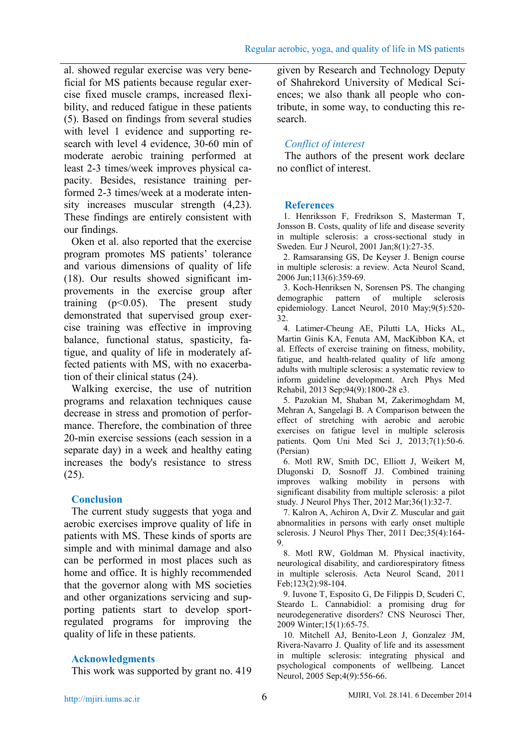al. showed regular exercise was very beneficial for MS patients because regular exercise fixed muscle cramps, increased flexibility, and reduced fatigue in these patients (5). Based on findings from several studies with level 1 evidence and supporting research with level 4 evidence, 30-60 min of moderate aerobic training performed at least 2-3 times/week improves physical capacity. Besides, resistance training performed 2-3 times/week at a moderate intensity increases muscular strength (4,23). These findings are entirely consistent with our findings.

Oken et al. also reported that the exercise program promotes MS patients' tolerance and various dimensions of quality of life (18). Our results showed significant improvements in the exercise group after training ($p<0.05$). The present study demonstrated that supervised group exercise training was effective in improving balance, functional status, spasticity, fatigue, and quality of life in moderately affected patients with MS, with no exacerbation of their clinical status (24).

Walking exercise, the use of nutrition programs and relaxation techniques cause decrease in stress and promotion of performance. Therefore, the combination of three 20-min exercise sessions (each session in a separate day) in a week and healthy eating increases the body's resistance to stress (25).

## Conclusion

The current study suggests that yoga and aerobic exercises improve quality of life in patients with MS. These kinds of sports are simple and with minimal damage and also can be performed in most places such as home and office. It is highly recommended that the governor along with MS societies and other organizations servicing and supporting patients start to develop sport-regulated programs for improving the quality of life in these patients.

## Acknowledgments

This work was supported by grant no. 419 given by Research and Technology Deputy of Shahrekord University of Medical Sciences; we also thank all people who contribute, in some way, to conducting this research.

### *Conflict of interest*

The authors of the present work declare no conflict of interest.

## References

1. Henriksson F, Fredrikson S, Masterman T, Jonsson B. Costs, quality of life and disease severity in multiple sclerosis: a cross-sectional study in Sweden. Eur J Neurol, 2001 Jan;8(1):27-35.
2. Ramsaransing GS, De Keyser J. Benign course in multiple sclerosis: a review. Acta Neurol Scand, 2006 Jun;113(6):359-69.
3. Koch-Henriksen N, Sorensen PS. The changing demographic pattern of multiple sclerosis epidemiology. Lancet Neurol, 2010 May;9(5):520-32.
4. Latimer-Cheung AE, Pilutti LA, Hicks AL, Martin Ginis KA, Fenuta AM, MacKibbon KA, et al. Effects of exercise training on fitness, mobility, fatigue, and health-related quality of life among adults with multiple sclerosis: a systematic review to inform guideline development. Arch Phys Med Rehabil, 2013 Sep;94(9):1800-28 e3.
5. Pazokian M, Shaban M, Zakerimoghdam M, Mehran A, Sangelagi B. A Comparison between the effect of stretching with aerobic and aerobic exercises on fatigue level in multiple sclerosis patients. Qom Uni Med Sci J, 2013;7(1):50-6. (Persian)
6. Motl RW, Smith DC, Elliott J, Weikert M, Dlugonski D, Sosnoff JJ. Combined training improves walking mobility in persons with significant disability from multiple sclerosis: a pilot study. J Neurol Phys Ther, 2012 Mar;36(1):32-7.
7. Kalron A, Achiron A, Dvir Z. Muscular and gait abnormalities in persons with early onset multiple sclerosis. J Neurol Phys Ther, 2011 Dec;35(4):164-9.
8. Motl RW, Goldman M. Physical inactivity, neurological disability, and cardiorespiratory fitness in multiple sclerosis. Acta Neurol Scand, 2011 Feb;123(2):98-104.
9. Iuvone T, Esposito G, De Filippis D, Scuderi C, Steardo L. Cannabidiol: a promising drug for neurodegenerative disorders? CNS Neurosci Ther, 2009 Winter;15(1):65-75.
10. Mitchell AJ, Benito-Leon J, Gonzalez JM, Rivera-Navarro J. Quality of life and its assessment in multiple sclerosis: integrating physical and psychological components of wellbeing. Lancet Neurol, 2005 Sep;4(9):556-66.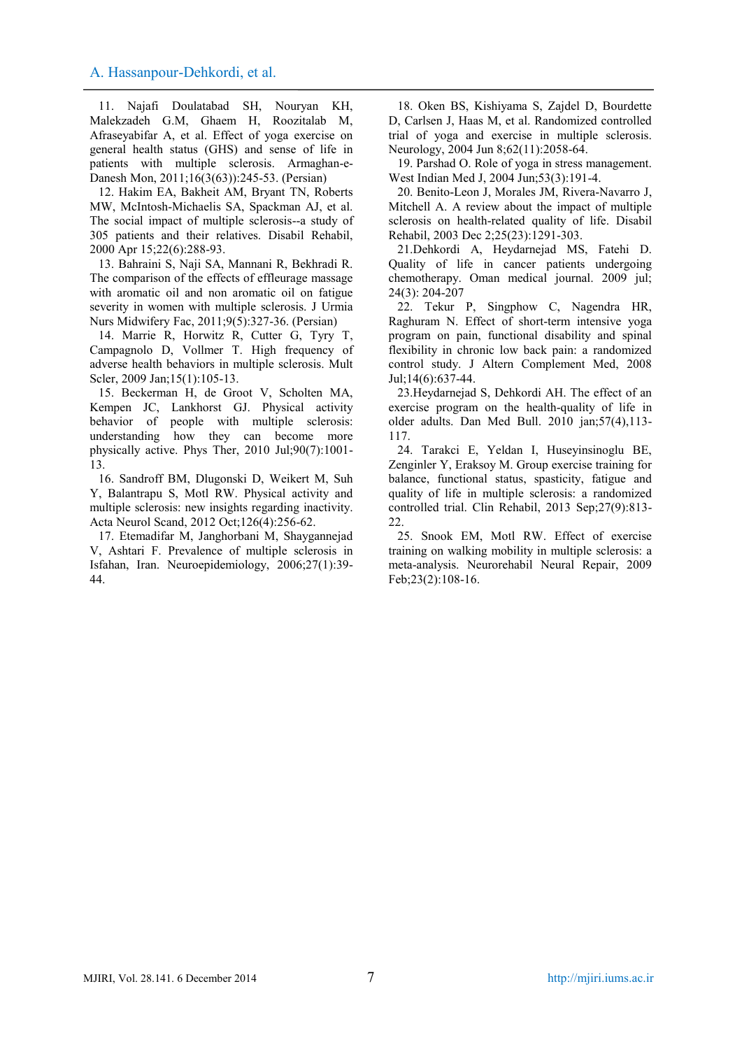11. Najafi Doulatabad SH, Nouryan KH, Malekzadeh G.M, Ghaem H, Roozitalab M, Afraseyabifar A, et al. Effect of yoga exercise on general health status (GHS) and sense of life in patients with multiple sclerosis. Armaghan-e-Danesh Mon, 2011;16(3(63)):245-53. (Persian)

12. Hakim EA, Bakheit AM, Bryant TN, Roberts MW, McIntosh-Michaelis SA, Spackman AJ, et al. The social impact of multiple sclerosis--a study of 305 patients and their relatives. Disabil Rehabil, 2000 Apr 15;22(6):288-93.

13. Bahraini S, Naji SA, Mannani R, Bekhradi R. The comparison of the effects of effleurage massage with aromatic oil and non aromatic oil on fatigue severity in women with multiple sclerosis. J Urmia Nurs Midwifery Fac, 2011;9(5):327-36. (Persian)

14. Marrie R, Horwitz R, Cutter G, Tyry T, Campagnolo D, Vollmer T. High frequency of adverse health behaviors in multiple sclerosis. Mult Scler, 2009 Jan;15(1):105-13.

15. Beckerman H, de Groot V, Scholten MA, Kempen JC, Lankhorst GJ. Physical activity behavior of people with multiple sclerosis: understanding how they can become more physically active. Phys Ther, 2010 Jul;90(7):1001-13.

16. Sandroff BM, Dlugonski D, Weikert M, Suh Y, Balantrapu S, Motl RW. Physical activity and multiple sclerosis: new insights regarding inactivity. Acta Neurol Scand, 2012 Oct;126(4):256-62.

17. Etemadifar M, Janghorbani M, Shaygannejad V, Ashtari F. Prevalence of multiple sclerosis in Isfahan, Iran. Neuroepidemiology, 2006;27(1):39-44.

18. Oken BS, Kishiyama S, Zajdel D, Bourdette D, Carlsen J, Haas M, et al. Randomized controlled trial of yoga and exercise in multiple sclerosis. Neurology, 2004 Jun 8;62(11):2058-64.

19. Parshad O. Role of yoga in stress management. West Indian Med J, 2004 Jun;53(3):191-4.

20. Benito-Leon J, Morales JM, Rivera-Navarro J, Mitchell A. A review about the impact of multiple sclerosis on health-related quality of life. Disabil Rehabil, 2003 Dec 2;25(23):1291-303.

21.Dehkordi A, Heydarnejad MS, Fatehi D. Quality of life in cancer patients undergoing chemotherapy. Oman medical journal. 2009 jul; 24(3): 204-207

22. Tekur P, Singphow C, Nagendra HR, Raghuram N. Effect of short-term intensive yoga program on pain, functional disability and spinal flexibility in chronic low back pain: a randomized control study. J Altern Complement Med, 2008 Jul;14(6):637-44.

23.Heydarnejad S, Dehkordi AH. The effect of an exercise program on the health-quality of life in older adults. Dan Med Bull. 2010 jan;57(4),113-117.

24. Tarakci E, Yeldan I, Huseyinsinoglu BE, Zenginler Y, Eraksoy M. Group exercise training for balance, functional status, spasticity, fatigue and quality of life in multiple sclerosis: a randomized controlled trial. Clin Rehabil, 2013 Sep;27(9):813-22.

25. Snook EM, Motl RW. Effect of exercise training on walking mobility in multiple sclerosis: a meta-analysis. Neurorehabil Neural Repair, 2009 Feb;23(2):108-16.